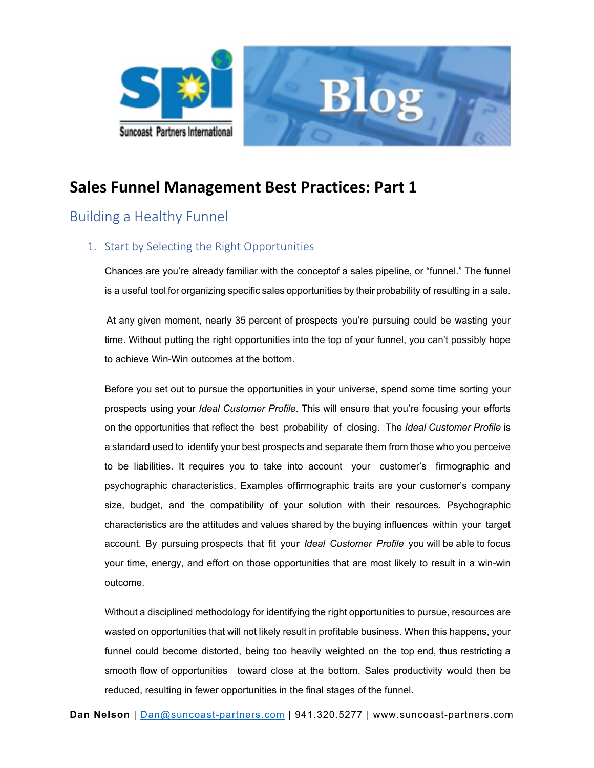# Sales Funnel Management Best Practices: Part 1

## Building a Healthy Funnel

### 1. Start by Selecting the Right Opportunities

Chances are you're already familiar with the conceptof a sales pipeline, or "funnel." The funnel is a useful tool for organizing specific sales opportunities by their probability of resulting in a sale.

At any given moment, nearly 35 percent of prospects you're pursuing could be wasting your time. Without putting the right opportunities into the top of your funnel, you can't possibly hope to achieve Win-Win outcomes at the bottom.

Before you set out to pursue the opportunities in your universe, spend some time sorting your prospects using your *Ideal Customer Profile*. This will ensure that you're focusing your efforts on the opportunities that reflect the best probability of closing. The *Ideal Customer Profile* is a standard used to identify your best prospects and separate them from those who you perceive to be liabilities. It requires you to take into account your customer's firmographic and psychographic characteristics. Examples offirmographic traits are your customer's company size, budget, and the compatibility of your solution with their resources. Psychographic characteristics are the attitudes and values shared by the buying influences within your target account. By pursuing prospects that fit your *Ideal Customer Profile* you will be able to focus your time, energy, and effort on those opportunities that are most likely to result in a win-win outcome.

Without a disciplined methodology for identifying the right opportunities to pursue, resources are wasted on opportunities that will not likely result in profitable business. When this happens, your funnel could become distorted, being too heavily weighted on the top end, thus restricting a smooth flow of opportunities toward close at the bottom. Sales productivity would then be reduced, resulting in fewer opportunities in the final stages of the funnel.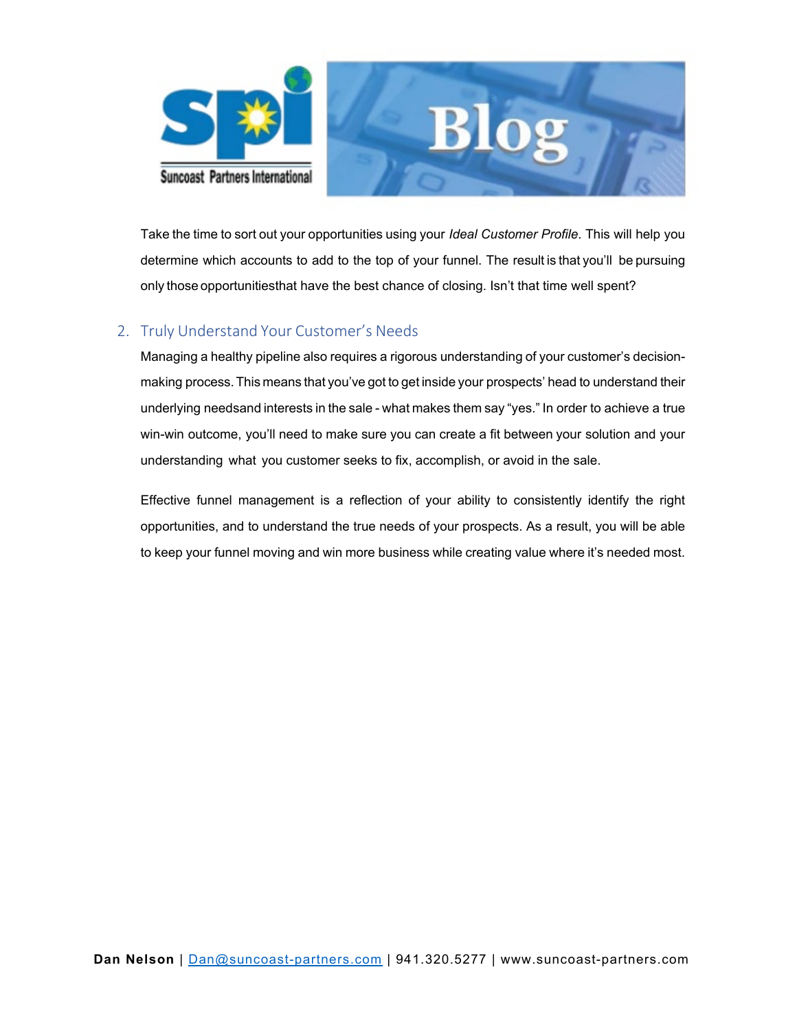Take the time to sort out your opportunities using your *Ideal Customer Profile*. This will help you determine which accounts to add to the top of your funnel. The result is that you'll be pursuing only those opportunitiesthat have the best chance of closing. Isn't that time well spent?

## 2. Truly Understand Your Customer's Needs

Managing a healthy pipeline also requires a rigorous understanding of your customer's decision-making process. This means that you've got to get inside your prospects' head to understand their underlying needsand interests in the sale - what makes them say "yes." In order to achieve a true win-win outcome, you'll need to make sure you can create a fit between your solution and your understanding what you customer seeks to fix, accomplish, or avoid in the sale.

Effective funnel management is a reflection of your ability to consistently identify the right opportunities, and to understand the true needs of your prospects. As a result, you will be able to keep your funnel moving and win more business while creating value where it's needed most.